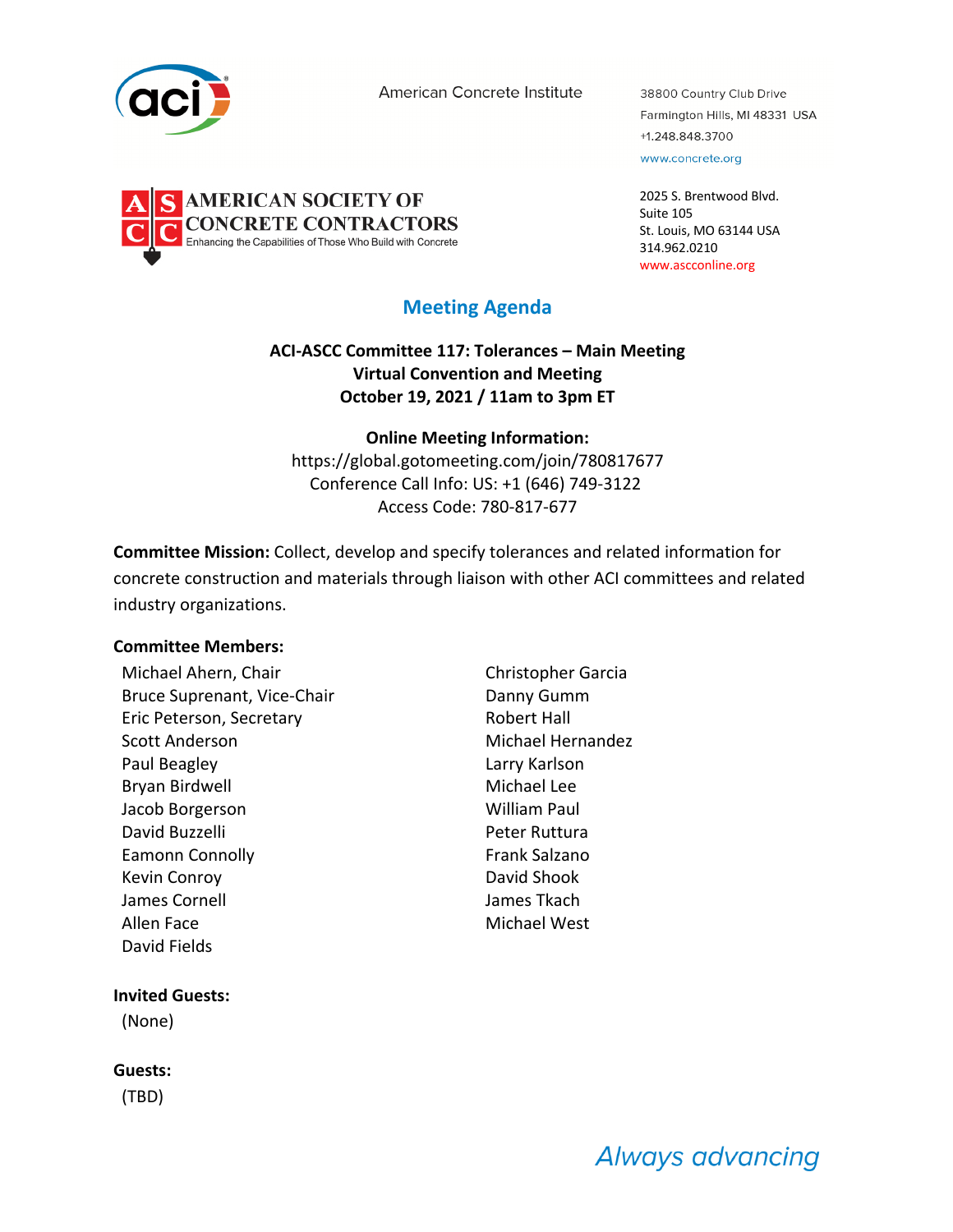American Concrete Institute

38800 Country Club Drive
Farmington Hills, MI 48331 USA
+1.248.848.3700
www.concrete.org

AMERICAN SOCIETY OF CONCRETE CONTRACTORS
Enhancing the Capabilities of Those Who Build with Concrete

2025 S. Brentwood Blvd.
Suite 105
St. Louis, MO 63144 USA
314.962.0210
www.ascconline.org

# Meeting Agenda

**ACI-ASCC Committee 117: Tolerances – Main Meeting**
**Virtual Convention and Meeting**
**October 19, 2021 / 11am to 3pm ET**

**Online Meeting Information:**
https://global.gotomeeting.com/join/780817677
Conference Call Info: US: +1 (646) 749-3122
Access Code: 780-817-677

**Committee Mission:** Collect, develop and specify tolerances and related information for concrete construction and materials through liaison with other ACI committees and related industry organizations.

**Committee Members:**

Michael Ahern, Chair
Bruce Suprenant, Vice-Chair
Eric Peterson, Secretary
Scott Anderson
Paul Beagley
Bryan Birdwell
Jacob Borgerson
David Buzzelli
Eamonn Connolly
Kevin Conroy
James Cornell
Allen Face
David Fields
Christopher Garcia
Danny Gumm
Robert Hall
Michael Hernandez
Larry Karlson
Michael Lee
William Paul
Peter Ruttura
Frank Salzano
David Shook
James Tkach
Michael West

**Invited Guests:**

(None)

**Guests:**

(TBD)

*Always advancing*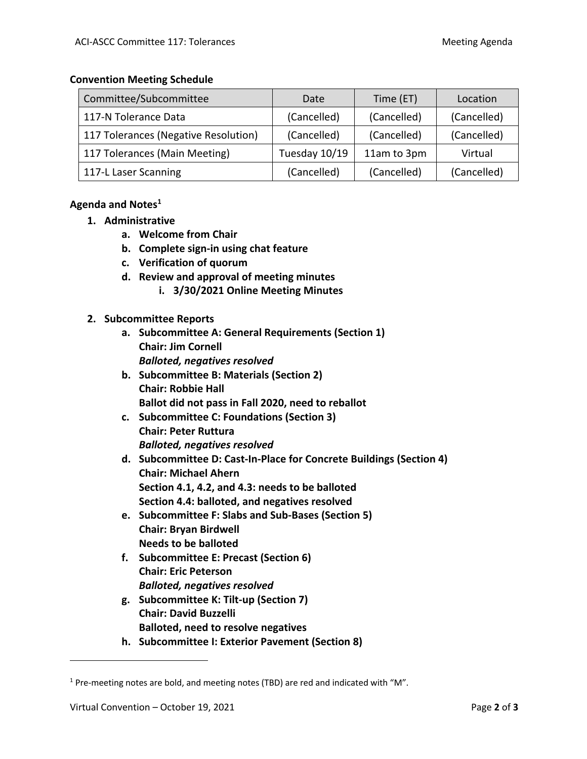**Convention Meeting Schedule**

| Committee/Subcommittee | Date | Time (ET) | Location |
| --- | --- | --- | --- |
| 117-N Tolerance Data | (Cancelled) | (Cancelled) | (Cancelled) |
| 117 Tolerances (Negative Resolution) | (Cancelled) | (Cancelled) | (Cancelled) |
| 117 Tolerances (Main Meeting) | Tuesday 10/19 | 11am to 3pm | Virtual |
| 117-L Laser Scanning | (Cancelled) | (Cancelled) | (Cancelled) |

**Agenda and Notes**[1]

1. **Administrative**
    a. **Welcome from Chair**
    b. **Complete sign-in using chat feature**
    c. **Verification of quorum**
    d. **Review and approval of meeting minutes**
        i. **3/30/2021 Online Meeting Minutes**

2. **Subcommittee Reports**
    a. **Subcommittee A: General Requirements (Section 1)**
    **Chair: Jim Cornell**
    ***Balloted, negatives resolved***
    b. **Subcommittee B: Materials (Section 2)**
    **Chair: Robbie Hall**
    **Ballot did not pass in Fall 2020, need to reballot**
    c. **Subcommittee C: Foundations (Section 3)**
    **Chair: Peter Ruttura**
    ***Balloted, negatives resolved***
    d. **Subcommittee D: Cast-In-Place for Concrete Buildings (Section 4)**
    **Chair: Michael Ahern**
    **Section 4.1, 4.2, and 4.3: needs to be balloted**
    **Section 4.4: balloted, and negatives resolved**
    e. **Subcommittee F: Slabs and Sub-Bases (Section 5)**
    **Chair: Bryan Birdwell**
    **Needs to be balloted**
    f. **Subcommittee E: Precast (Section 6)**
    **Chair: Eric Peterson**
    ***Balloted, negatives resolved***
    g. **Subcommittee K: Tilt-up (Section 7)**
    **Chair: David Buzzelli**
    **Balloted, need to resolve negatives**
    h. **Subcommittee I: Exterior Pavement (Section 8)**

[1] Pre-meeting notes are bold, and meeting notes (TBD) are red and indicated with "M".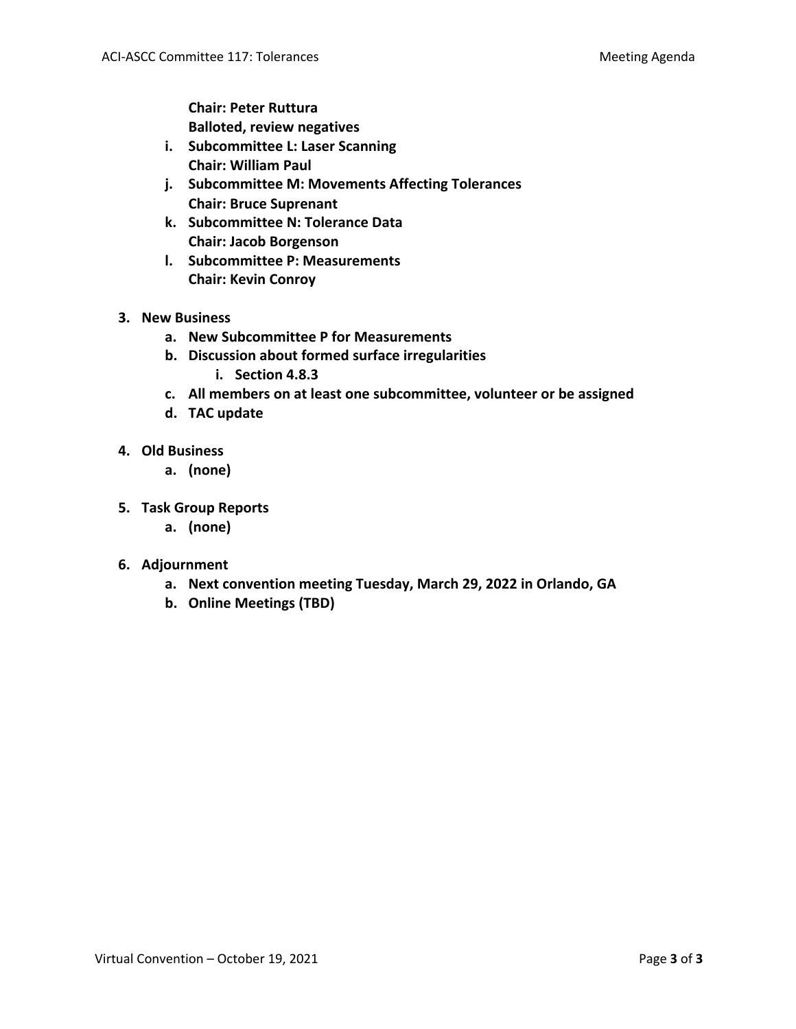**Chair: Peter Ruttura**
**Balloted, review negatives**

- i. **Subcommittee L: Laser Scanning**
  **Chair: William Paul**
- j. **Subcommittee M: Movements Affecting Tolerances**
  **Chair: Bruce Suprenant**
- k. **Subcommittee N: Tolerance Data**
  **Chair: Jacob Borgenson**
- l. **Subcommittee P: Measurements**
  **Chair: Kevin Conroy**

3. **New Business**
   - a. **New Subcommittee P for Measurements**
   - b. **Discussion about formed surface irregularities**
     - i. **Section 4.8.3**
   - c. **All members on at least one subcommittee, volunteer or be assigned**
   - d. **TAC update**

4. **Old Business**
   - a. **(none)**

5. **Task Group Reports**
   - a. **(none)**

6. **Adjournment**
   - a. **Next convention meeting Tuesday, March 29, 2022 in Orlando, GA**
   - b. **Online Meetings (TBD)**